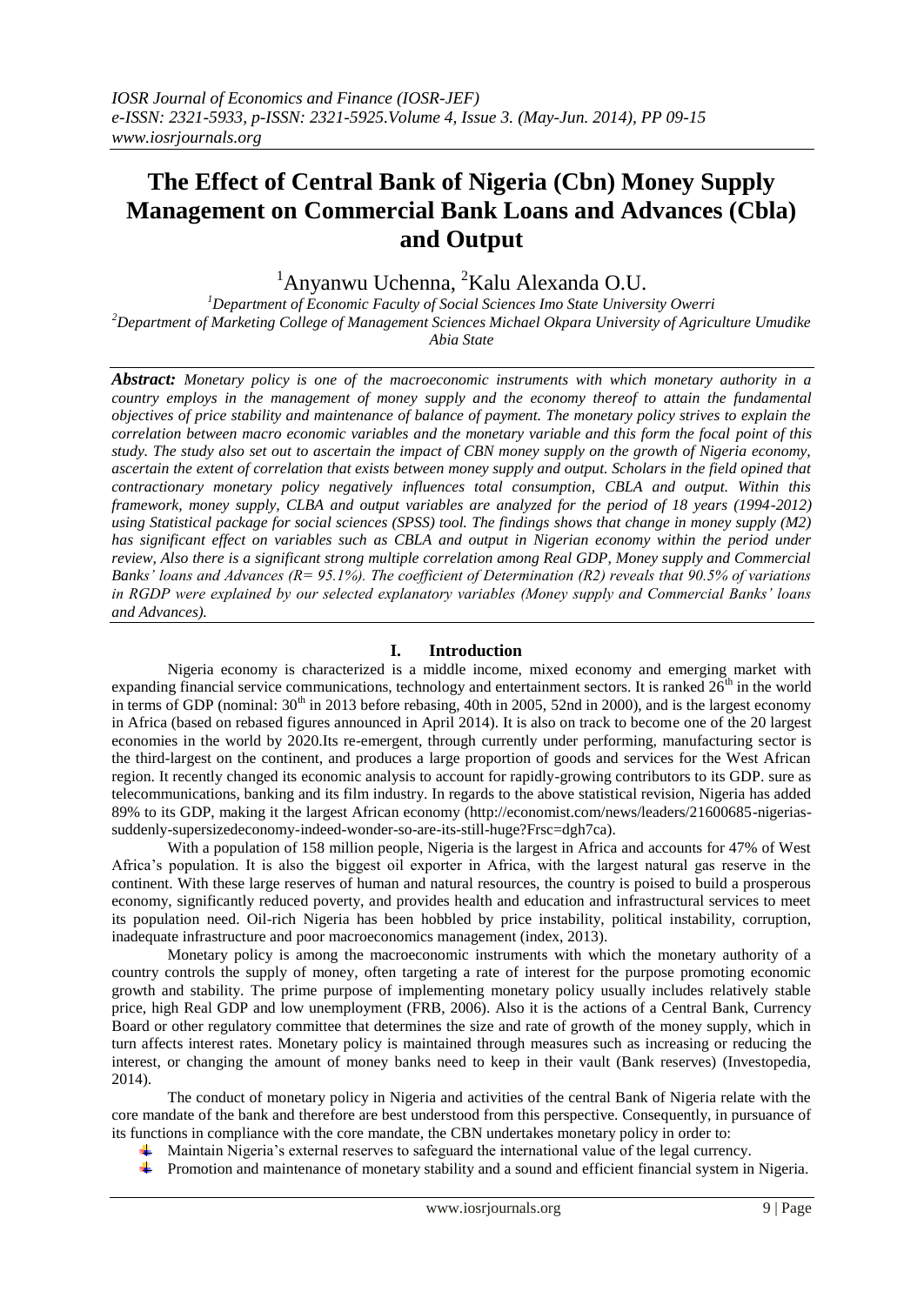# The Effect of Central Bank of Nigeria (Cbn) Money Supply Management on Commercial Bank Loans and Advances (Cbla) and Output

[1]Anyanwu Uchenna, [2]Kalu Alexanda O.U.

[1]Department of Economic Faculty of Social Sciences Imo State University Owerri
[2]Department of Marketing College of Management Sciences Michael Okpara University of Agriculture Umudike Abia State

***Abstract:*** *Monetary policy is one of the macroeconomic instruments with which monetary authority in a country employs in the management of money supply and the economy thereof to attain the fundamental objectives of price stability and maintenance of balance of payment. The monetary policy strives to explain the correlation between macro economic variables and the monetary variable and this form the focal point of this study. The study also set out to ascertain the impact of CBN money supply on the growth of Nigeria economy, ascertain the extent of correlation that exists between money supply and output. Scholars in the field opined that contractionary monetary policy negatively influences total consumption, CBLA and output. Within this framework, money supply, CLBA and output variables are analyzed for the period of 18 years (1994-2012) using Statistical package for social sciences (SPSS) tool. The findings shows that change in money supply (M2) has significant effect on variables such as CBLA and output in Nigerian economy within the period under review, Also there is a significant strong multiple correlation among Real GDP, Money supply and Commercial Banks' loans and Advances (R= 95.1%). The coefficient of Determination (R2) reveals that 90.5% of variations in RGDP were explained by our selected explanatory variables (Money supply and Commercial Banks' loans and Advances).*

## I. Introduction

Nigeria economy is characterized is a middle income, mixed economy and emerging market with expanding financial service communications, technology and entertainment sectors. It is ranked 26th in the world in terms of GDP (nominal: 30th in 2013 before rebasing, 40th in 2005, 52nd in 2000), and is the largest economy in Africa (based on rebased figures announced in April 2014). It is also on track to become one of the 20 largest economies in the world by 2020.Its re-emergent, through currently under performing, manufacturing sector is the third-largest on the continent, and produces a large proportion of goods and services for the West African region. It recently changed its economic analysis to account for rapidly-growing contributors to its GDP. sure as telecommunications, banking and its film industry. In regards to the above statistical revision, Nigeria has added 89% to its GDP, making it the largest African economy (http://economist.com/news/leaders/21600685-nigerias-suddenly-supersizedeconomy-indeed-wonder-so-are-its-still-huge?Frsc=dgh7ca).

With a population of 158 million people, Nigeria is the largest in Africa and accounts for 47% of West Africa's population. It is also the biggest oil exporter in Africa, with the largest natural gas reserve in the continent. With these large reserves of human and natural resources, the country is poised to build a prosperous economy, significantly reduced poverty, and provides health and education and infrastructural services to meet its population need. Oil-rich Nigeria has been hobbled by price instability, political instability, corruption, inadequate infrastructure and poor macroeconomics management (index, 2013).

Monetary policy is among the macroeconomic instruments with which the monetary authority of a country controls the supply of money, often targeting a rate of interest for the purpose promoting economic growth and stability. The prime purpose of implementing monetary policy usually includes relatively stable price, high Real GDP and low unemployment (FRB, 2006). Also it is the actions of a Central Bank, Currency Board or other regulatory committee that determines the size and rate of growth of the money supply, which in turn affects interest rates. Monetary policy is maintained through measures such as increasing or reducing the interest, or changing the amount of money banks need to keep in their vault (Bank reserves) (Investopedia, 2014).

The conduct of monetary policy in Nigeria and activities of the central Bank of Nigeria relate with the core mandate of the bank and therefore are best understood from this perspective. Consequently, in pursuance of its functions in compliance with the core mandate, the CBN undertakes monetary policy in order to:

- Maintain Nigeria's external reserves to safeguard the international value of the legal currency.
- Promotion and maintenance of monetary stability and a sound and efficient financial system in Nigeria.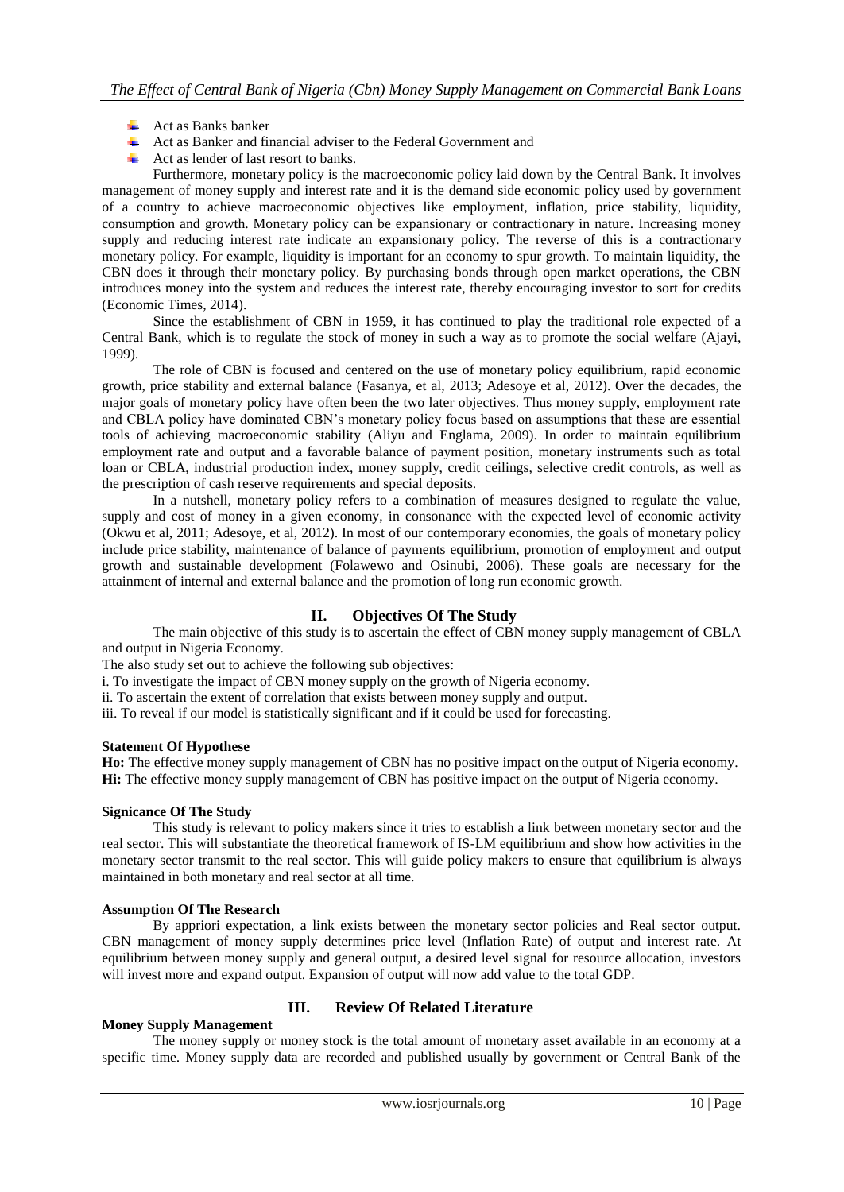- Act as Banks banker
- Act as Banker and financial adviser to the Federal Government and
- Act as lender of last resort to banks.

Furthermore, monetary policy is the macroeconomic policy laid down by the Central Bank. It involves management of money supply and interest rate and it is the demand side economic policy used by government of a country to achieve macroeconomic objectives like employment, inflation, price stability, liquidity, consumption and growth. Monetary policy can be expansionary or contractionary in nature. Increasing money supply and reducing interest rate indicate an expansionary policy. The reverse of this is a contractionary monetary policy. For example, liquidity is important for an economy to spur growth. To maintain liquidity, the CBN does it through their monetary policy. By purchasing bonds through open market operations, the CBN introduces money into the system and reduces the interest rate, thereby encouraging investor to sort for credits (Economic Times, 2014).

Since the establishment of CBN in 1959, it has continued to play the traditional role expected of a Central Bank, which is to regulate the stock of money in such a way as to promote the social welfare (Ajayi, 1999).

The role of CBN is focused and centered on the use of monetary policy equilibrium, rapid economic growth, price stability and external balance (Fasanya, et al, 2013; Adesoye et al, 2012). Over the decades, the major goals of monetary policy have often been the two later objectives. Thus money supply, employment rate and CBLA policy have dominated CBN's monetary policy focus based on assumptions that these are essential tools of achieving macroeconomic stability (Aliyu and Englama, 2009). In order to maintain equilibrium employment rate and output and a favorable balance of payment position, monetary instruments such as total loan or CBLA, industrial production index, money supply, credit ceilings, selective credit controls, as well as the prescription of cash reserve requirements and special deposits.

In a nutshell, monetary policy refers to a combination of measures designed to regulate the value, supply and cost of money in a given economy, in consonance with the expected level of economic activity (Okwu et al, 2011; Adesoye, et al, 2012). In most of our contemporary economies, the goals of monetary policy include price stability, maintenance of balance of payments equilibrium, promotion of employment and output growth and sustainable development (Folawewo and Osinubi, 2006). These goals are necessary for the attainment of internal and external balance and the promotion of long run economic growth.

## II. Objectives Of The Study

The main objective of this study is to ascertain the effect of CBN money supply management of CBLA and output in Nigeria Economy.

The also study set out to achieve the following sub objectives:

i. To investigate the impact of CBN money supply on the growth of Nigeria economy.
ii. To ascertain the extent of correlation that exists between money supply and output.
iii. To reveal if our model is statistically significant and if it could be used for forecasting.

### Statement Of Hypothese

**Ho:** The effective money supply management of CBN has no positive impact on the output of Nigeria economy.
**Hi:** The effective money supply management of CBN has positive impact on the output of Nigeria economy.

### Signicance Of The Study

This study is relevant to policy makers since it tries to establish a link between monetary sector and the real sector. This will substantiate the theoretical framework of IS-LM equilibrium and show how activities in the monetary sector transmit to the real sector. This will guide policy makers to ensure that equilibrium is always maintained in both monetary and real sector at all time.

### Assumption Of The Research

By appriori expectation, a link exists between the monetary sector policies and Real sector output. CBN management of money supply determines price level (Inflation Rate) of output and interest rate. At equilibrium between money supply and general output, a desired level signal for resource allocation, investors will invest more and expand output. Expansion of output will now add value to the total GDP.

## III. Review Of Related Literature

### Money Supply Management

The money supply or money stock is the total amount of monetary asset available in an economy at a specific time. Money supply data are recorded and published usually by government or Central Bank of the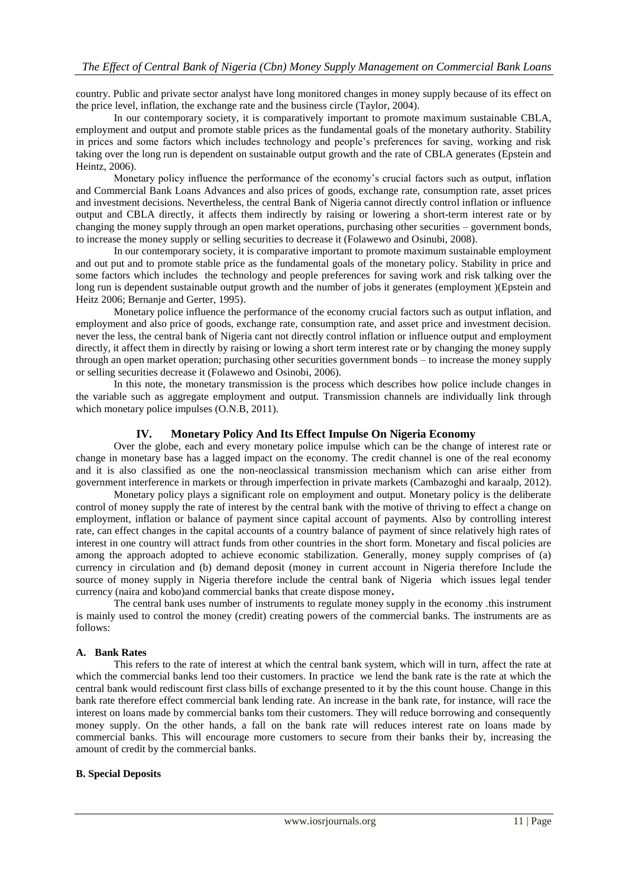country. Public and private sector analyst have long monitored changes in money supply because of its effect on the price level, inflation, the exchange rate and the business circle (Taylor, 2004).

In our contemporary society, it is comparatively important to promote maximum sustainable CBLA, employment and output and promote stable prices as the fundamental goals of the monetary authority. Stability in prices and some factors which includes technology and people's preferences for saving, working and risk taking over the long run is dependent on sustainable output growth and the rate of CBLA generates (Epstein and Heintz, 2006).

Monetary policy influence the performance of the economy's crucial factors such as output, inflation and Commercial Bank Loans Advances and also prices of goods, exchange rate, consumption rate, asset prices and investment decisions. Nevertheless, the central Bank of Nigeria cannot directly control inflation or influence output and CBLA directly, it affects them indirectly by raising or lowering a short-term interest rate or by changing the money supply through an open market operations, purchasing other securities – government bonds, to increase the money supply or selling securities to decrease it (Folawewo and Osinubi, 2008).

In our contemporary society, it is comparative important to promote maximum sustainable employment and out put and to promote stable price as the fundamental goals of the monetary policy. Stability in price and some factors which includes the technology and people preferences for saving work and risk talking over the long run is dependent sustainable output growth and the number of jobs it generates (employment )(Epstein and Heitz 2006; Bernanje and Gerter, 1995).

Monetary police influence the performance of the economy crucial factors such as output inflation, and employment and also price of goods, exchange rate, consumption rate, and asset price and investment decision. never the less, the central bank of Nigeria cant not directly control inflation or influence output and employment directly, it affect them in directly by raising or lowing a short term interest rate or by changing the money supply through an open market operation; purchasing other securities government bonds – to increase the money supply or selling securities decrease it (Folawewo and Osinobi, 2006).

In this note, the monetary transmission is the process which describes how police include changes in the variable such as aggregate employment and output. Transmission channels are individually link through which monetary police impulses (O.N.B, 2011).

## IV. Monetary Policy And Its Effect Impulse On Nigeria Economy

Over the globe, each and every monetary police impulse which can be the change of interest rate or change in monetary base has a lagged impact on the economy. The credit channel is one of the real economy and it is also classified as one the non-neoclassical transmission mechanism which can arise either from government interference in markets or through imperfection in private markets (Cambazoghi and karaalp, 2012).

Monetary policy plays a significant role on employment and output. Monetary policy is the deliberate control of money supply the rate of interest by the central bank with the motive of thriving to effect a change on employment, inflation or balance of payment since capital account of payments. Also by controlling interest rate, can effect changes in the capital accounts of a country balance of payment of since relatively high rates of interest in one country will attract funds from other countries in the short form. Monetary and fiscal policies are among the approach adopted to achieve economic stabilization. Generally, money supply comprises of (a) currency in circulation and (b) demand deposit (money in current account in Nigeria therefore Include the source of money supply in Nigeria therefore include the central bank of Nigeria which issues legal tender currency (naira and kobo)and commercial banks that create dispose money**.**

The central bank uses number of instruments to regulate money supply in the economy .this instrument is mainly used to control the money (credit) creating powers of the commercial banks. The instruments are as follows:

### A. Bank Rates

This refers to the rate of interest at which the central bank system, which will in turn, affect the rate at which the commercial banks lend too their customers. In practice we lend the bank rate is the rate at which the central bank would rediscount first class bills of exchange presented to it by the this count house. Change in this bank rate therefore effect commercial bank lending rate. An increase in the bank rate, for instance, will race the interest on loans made by commercial banks tom their customers. They will reduce borrowing and consequently money supply. On the other hands, a fall on the bank rate will reduces interest rate on loans made by commercial banks. This will encourage more customers to secure from their banks their by, increasing the amount of credit by the commercial banks.

### B. Special Deposits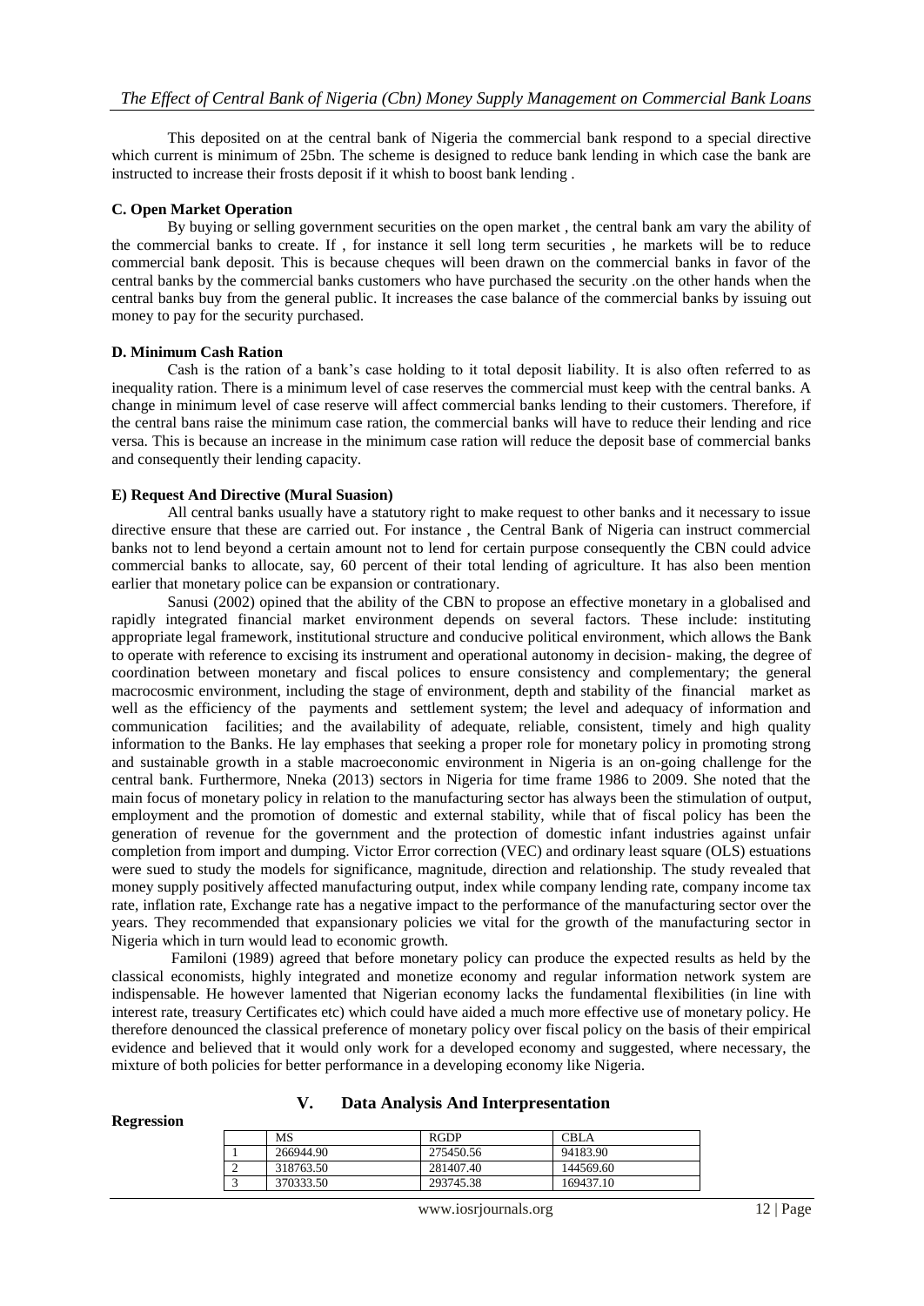This deposited on at the central bank of Nigeria the commercial bank respond to a special directive which current is minimum of 25bn. The scheme is designed to reduce bank lending in which case the bank are instructed to increase their frosts deposit if it whish to boost bank lending .

### C. Open Market Operation

By buying or selling government securities on the open market , the central bank am vary the ability of the commercial banks to create. If , for instance it sell long term securities , he markets will be to reduce commercial bank deposit. This is because cheques will been drawn on the commercial banks in favor of the central banks by the commercial banks customers who have purchased the security .on the other hands when the central banks buy from the general public. It increases the case balance of the commercial banks by issuing out money to pay for the security purchased.

### D. Minimum Cash Ration

Cash is the ration of a bank's case holding to it total deposit liability. It is also often referred to as inequality ration. There is a minimum level of case reserves the commercial must keep with the central banks. A change in minimum level of case reserve will affect commercial banks lending to their customers. Therefore, if the central bans raise the minimum case ration, the commercial banks will have to reduce their lending and rice versa. This is because an increase in the minimum case ration will reduce the deposit base of commercial banks and consequently their lending capacity.

### E) Request And Directive (Mural Suasion)

All central banks usually have a statutory right to make request to other banks and it necessary to issue directive ensure that these are carried out. For instance , the Central Bank of Nigeria can instruct commercial banks not to lend beyond a certain amount not to lend for certain purpose consequently the CBN could advice commercial banks to allocate, say, 60 percent of their total lending of agriculture. It has also been mention earlier that monetary police can be expansion or contrationary.

Sanusi (2002) opined that the ability of the CBN to propose an effective monetary in a globalised and rapidly integrated financial market environment depends on several factors. These include: instituting appropriate legal framework, institutional structure and conducive political environment, which allows the Bank to operate with reference to excising its instrument and operational autonomy in decision- making, the degree of coordination between monetary and fiscal polices to ensure consistency and complementary; the general macrocosmic environment, including the stage of environment, depth and stability of the financial market as well as the efficiency of the payments and settlement system; the level and adequacy of information and communication facilities; and the availability of adequate, reliable, consistent, timely and high quality information to the Banks. He lay emphases that seeking a proper role for monetary policy in promoting strong and sustainable growth in a stable macroeconomic environment in Nigeria is an on-going challenge for the central bank. Furthermore, Nneka (2013) sectors in Nigeria for time frame 1986 to 2009. She noted that the main focus of monetary policy in relation to the manufacturing sector has always been the stimulation of output, employment and the promotion of domestic and external stability, while that of fiscal policy has been the generation of revenue for the government and the protection of domestic infant industries against unfair completion from import and dumping. Victor Error correction (VEC) and ordinary least square (OLS) estuations were sued to study the models for significance, magnitude, direction and relationship. The study revealed that money supply positively affected manufacturing output, index while company lending rate, company income tax rate, inflation rate, Exchange rate has a negative impact to the performance of the manufacturing sector over the years. They recommended that expansionary policies we vital for the growth of the manufacturing sector in Nigeria which in turn would lead to economic growth.

Familoni (1989) agreed that before monetary policy can produce the expected results as held by the classical economists, highly integrated and monetize economy and regular information network system are indispensable. He however lamented that Nigerian economy lacks the fundamental flexibilities (in line with interest rate, treasury Certificates etc) which could have aided a much more effective use of monetary policy. He therefore denounced the classical preference of monetary policy over fiscal policy on the basis of their empirical evidence and believed that it would only work for a developed economy and suggested, where necessary, the mixture of both policies for better performance in a developing economy like Nigeria.

## V. Data Analysis And Interpresentation

**Regression**

| | MS | RGDP | CBLA |
|---|---|---|---|
| 1 | 266944.90 | 275450.56 | 94183.90 |
| 2 | 318763.50 | 281407.40 | 144569.60 |
| 3 | 370333.50 | 293745.38 | 169437.10 |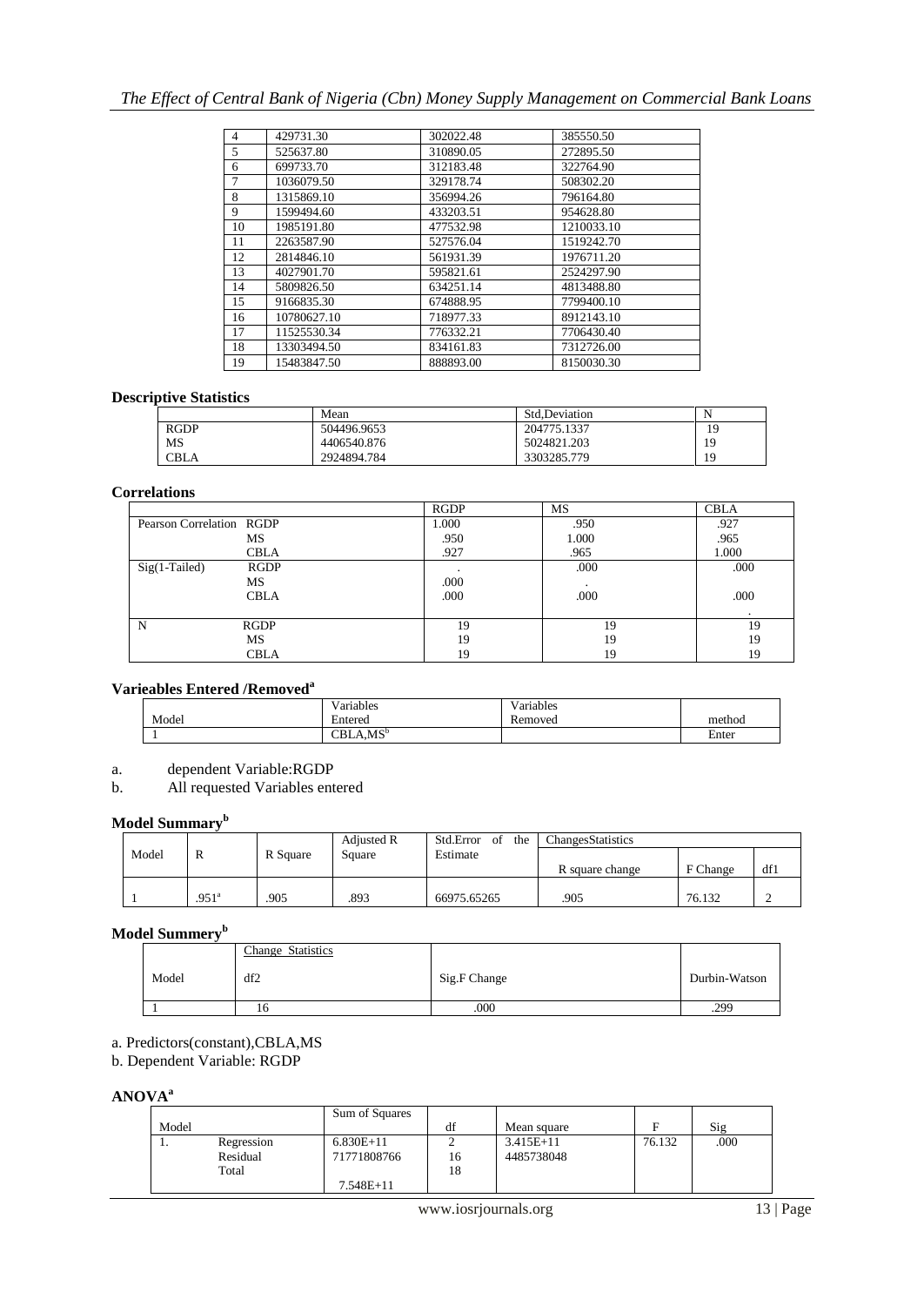| 4 | 429731.30 | 302022.48 | 385550.50 |
|---|---|---|---|
| 5 | 525637.80 | 310890.05 | 272895.50 |
| 6 | 699733.70 | 312183.48 | 322764.90 |
| 7 | 1036079.50 | 329178.74 | 508302.20 |
| 8 | 1315869.10 | 356994.26 | 796164.80 |
| 9 | 1599494.60 | 433203.51 | 954628.80 |
| 10 | 1985191.80 | 477532.98 | 1210033.10 |
| 11 | 2263587.90 | 527576.04 | 1519242.70 |
| 12 | 2814846.10 | 561931.39 | 1976711.20 |
| 13 | 4027901.70 | 595821.61 | 2524297.90 |
| 14 | 5809826.50 | 634251.14 | 4813488.80 |
| 15 | 9166835.30 | 674888.95 | 7799400.10 |
| 16 | 10780627.10 | 718977.33 | 8912143.10 |
| 17 | 11525530.34 | 776332.21 | 7706430.40 |
| 18 | 13303494.50 | 834161.83 | 7312726.00 |
| 19 | 15483847.50 | 888893.00 | 8150030.30 |

**Descriptive Statistics**

| | Mean | Std,Deviation | N |
|---|---|---|---|
| RGDP | 504496.9653 | 204775.1337 | 19 |
| MS | 4406540.876 | 5024821.203 | 19 |
| CBLA | 2924894.784 | 3303285.779 | 19 |

**Correlations**

| | | RGDP | MS | CBLA |
|---|---|---|---|---|
| Pearson Correlation | RGDP | 1.000 | .950 | .927 |
| | MS | .950 | 1.000 | .965 |
| | CBLA | .927 | .965 | 1.000 |
| Sig(1-Tailed) | RGDP | . | .000 | .000 |
| | MS | .000 | . | .000 |
| | CBLA | .000 | .000 | . |
| N | RGDP | 19 | 19 | 19 |
| | MS | 19 | 19 | 19 |
| | CBLA | 19 | 19 | 19 |

**Varieables Entered /Removed[a]**

| Model | Variables Entered | Variables Removed | method |
|---|---|---|---|
| 1 | CBLA,MS[b] | | Enter |

a. dependent Variable:RGDP

b. All requested Variables entered

**Model Summary[b]**

| Model | R | R Square | Adjusted R Square | Std.Error of the Estimate | ChangesStatistics | | |
|---|---|---|---|---|---|---|---|
| | | | | | R square change | F Change | df1 |
| 1 | .951[a] | .905 | .893 | 66975.65265 | .905 | 76.132 | 2 |

**Model Summery[b]**

| Model | Change Statistics df2 | Sig.F Change | Durbin-Watson |
|---|---|---|---|
| 1 | 16 | .000 | .299 |

a. Predictors(constant),CBLA,MS

b. Dependent Variable: RGDP

**ANOVA[a]**

| Model | | Sum of Squares | df | Mean square | F | Sig |
|---|---|---|---|---|---|---|
| 1. | Regression | 6.830E+11 | 2 | 3.415E+11 | 76.132 | .000 |
| | Residual | 71771808766 | 16 | 4485738048 | | |
| | Total | 7.548E+11 | 18 | | | |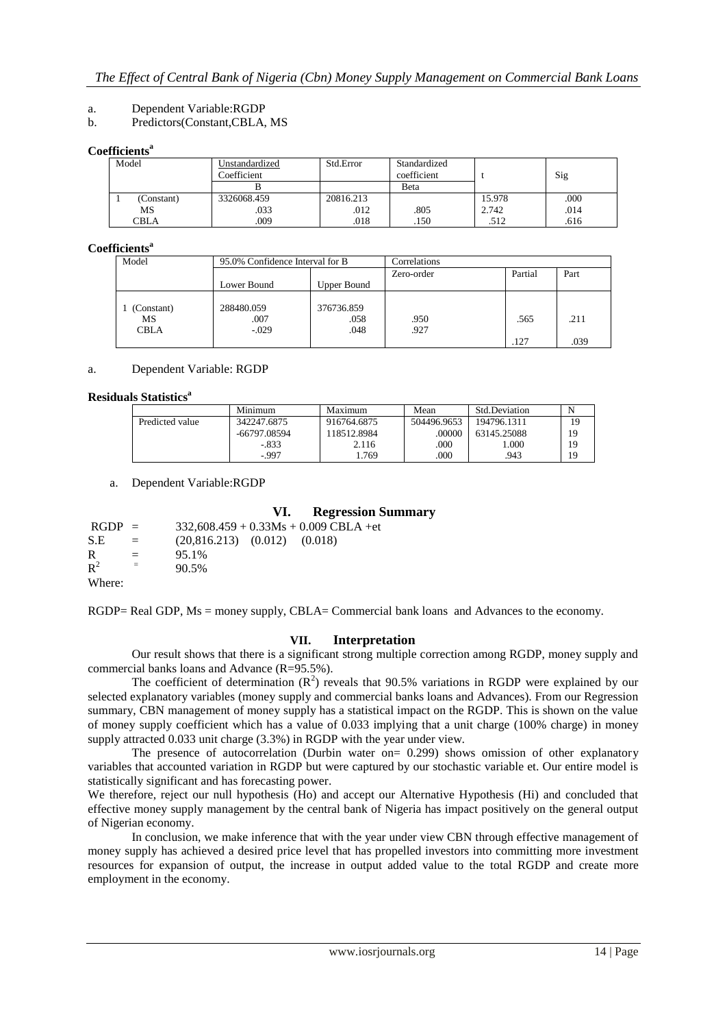a. Dependent Variable:RGDP

b. Predictors(Constant,CBLA, MS

**Coefficients[a]**

| Model | Unstandardized Coefficient | Std.Error | Standardized coefficient | t | Sig |
|---|---|---|---|---|---|
| | B | | Beta | | |
| 1 (Constant) | 3326068.459 | 20816.213 | | 15.978 | .000 |
| MS | .033 | .012 | .805 | 2.742 | .014 |
| CBLA | .009 | .018 | .150 | .512 | .616 |

**Coefficients[a]**

| Model | 95.0% Confidence Interval for B | | Correlations | | |
|---|---|---|---|---|---|
| | Lower Bound | Upper Bound | Zero-order | Partial | Part |
| 1 (Constant) | 288480.059 | 376736.859 | | | |
| MS | .007 | .058 | .950 | .565 | .211 |
| CBLA | -.029 | .048 | .927 | .127 | .039 |

a. Dependent Variable: RGDP

**Residuals Statistics[a]**

| | Minimum | Maximum | Mean | Std.Deviation | N |
|---|---|---|---|---|---|
| Predicted value | 342247.6875 | 916764.6875 | 504496.9653 | 194796.1311 | 19 |
| | -66797.08594 | 118512.8984 | .00000 | 63145.25088 | 19 |
| | -.833 | 2.116 | .000 | 1.000 | 19 |
| | -.997 | 1.769 | .000 | .943 | 19 |

a. Dependent Variable:RGDP

## VI. Regression Summary

RGDP = 332,608.459 + 0.33Ms + 0.009 CBLA +et

S.E = (20,816.213) (0.012) (0.018)

R = 95.1%

$R^2$ = 90.5%

Where:

RGDP= Real GDP, Ms = money supply, CBLA= Commercial bank loans and Advances to the economy.

## VII. Interpretation

Our result shows that there is a significant strong multiple correction among RGDP, money supply and commercial banks loans and Advance (R=95.5%).

The coefficient of determination ($R^2$) reveals that 90.5% variations in RGDP were explained by our selected explanatory variables (money supply and commercial banks loans and Advances). From our Regression summary, CBN management of money supply has a statistical impact on the RGDP. This is shown on the value of money supply coefficient which has a value of 0.033 implying that a unit charge (100% charge) in money supply attracted 0.033 unit charge (3.3%) in RGDP with the year under view.

The presence of autocorrelation (Durbin water on= 0.299) shows omission of other explanatory variables that accounted variation in RGDP but were captured by our stochastic variable et. Our entire model is statistically significant and has forecasting power.

We therefore, reject our null hypothesis (Ho) and accept our Alternative Hypothesis (Hi) and concluded that effective money supply management by the central bank of Nigeria has impact positively on the general output of Nigerian economy.

In conclusion, we make inference that with the year under view CBN through effective management of money supply has achieved a desired price level that has propelled investors into committing more investment resources for expansion of output, the increase in output added value to the total RGDP and create more employment in the economy.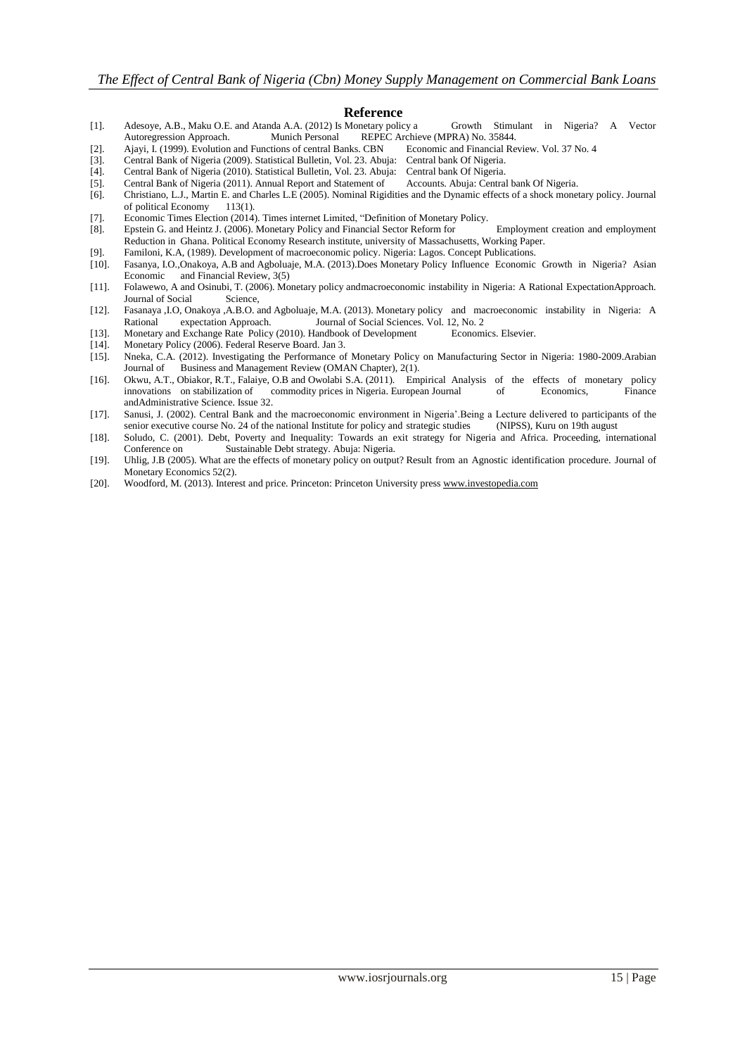## Reference

[1]. Adesoye, A.B., Maku O.E. and Atanda A.A. (2012) Is Monetary policy a Growth Stimulant in Nigeria? A Vector Autoregression Approach. Munich Personal REPEC Archieve (MPRA) No. 35844.

[2]. Ajayi, I. (1999). Evolution and Functions of central Banks. CBN Economic and Financial Review. Vol. 37 No. 4

[3]. Central Bank of Nigeria (2009). Statistical Bulletin, Vol. 23. Abuja: Central bank Of Nigeria.

[4]. Central Bank of Nigeria (2010). Statistical Bulletin, Vol. 23. Abuja: Central bank Of Nigeria.

[5]. Central Bank of Nigeria (2011). Annual Report and Statement of Accounts. Abuja: Central bank Of Nigeria.

[6]. Christiano, L.J., Martin E. and Charles L.E (2005). Nominal Rigidities and the Dynamic effects of a shock monetary policy. Journal of political Economy 113(1).

[7]. Economic Times Election (2014). Times internet Limited, "Definition of Monetary Policy.

[8]. Epstein G. and Heintz J. (2006). Monetary Policy and Financial Sector Reform for Employment creation and employment Reduction in Ghana. Political Economy Research institute, university of Massachusetts, Working Paper.

[9]. Familoni, K.A, (1989). Development of macroeconomic policy. Nigeria: Lagos. Concept Publications.

[10]. Fasanya, I.O.,Onakoya, A.B and Agboluaje, M.A. (2013).Does Monetary Policy Influence Economic Growth in Nigeria? Asian Economic and Financial Review, 3(5)

[11]. Folawewo, A and Osinubi, T. (2006). Monetary policy andmacroeconomic instability in Nigeria: A Rational ExpectationApproach. Journal of Social Science,

[12]. Fasanaya ,I.O, Onakoya ,A.B.O. and Agboluaje, M.A. (2013). Monetary policy and macroeconomic instability in Nigeria: A Rational expectation Approach. Journal of Social Sciences. Vol. 12, No. 2

[13]. Monetary and Exchange Rate Policy (2010). Handbook of Development Economics. Elsevier.

[14]. Monetary Policy (2006). Federal Reserve Board. Jan 3.

[15]. Nneka, C.A. (2012). Investigating the Performance of Monetary Policy on Manufacturing Sector in Nigeria: 1980-2009.Arabian Journal of Business and Management Review (OMAN Chapter), 2(1).

[16]. Okwu, A.T., Obiakor, R.T., Falaiye, O.B and Owolabi S.A. (2011). Empirical Analysis of the effects of monetary policy innovations on stabilization of commodity prices in Nigeria. European Journal of Economics, Finance andAdministrative Science. Issue 32.

[17]. Sanusi, J. (2002). Central Bank and the macroeconomic environment in Nigeria'.Being a Lecture delivered to participants of the senior executive course No. 24 of the national Institute for policy and strategic studies (NIPSS), Kuru on 19th august

[18]. Soludo, C. (2001). Debt, Poverty and Inequality: Towards an exit strategy for Nigeria and Africa. Proceeding, international Conference on Sustainable Debt strategy. Abuja: Nigeria.

[19]. Uhlig, J.B (2005). What are the effects of monetary policy on output? Result from an Agnostic identification procedure. Journal of Monetary Economics 52(2).

[20]. Woodford, M. (2013). Interest and price. Princeton: Princeton University press www.investopedia.com